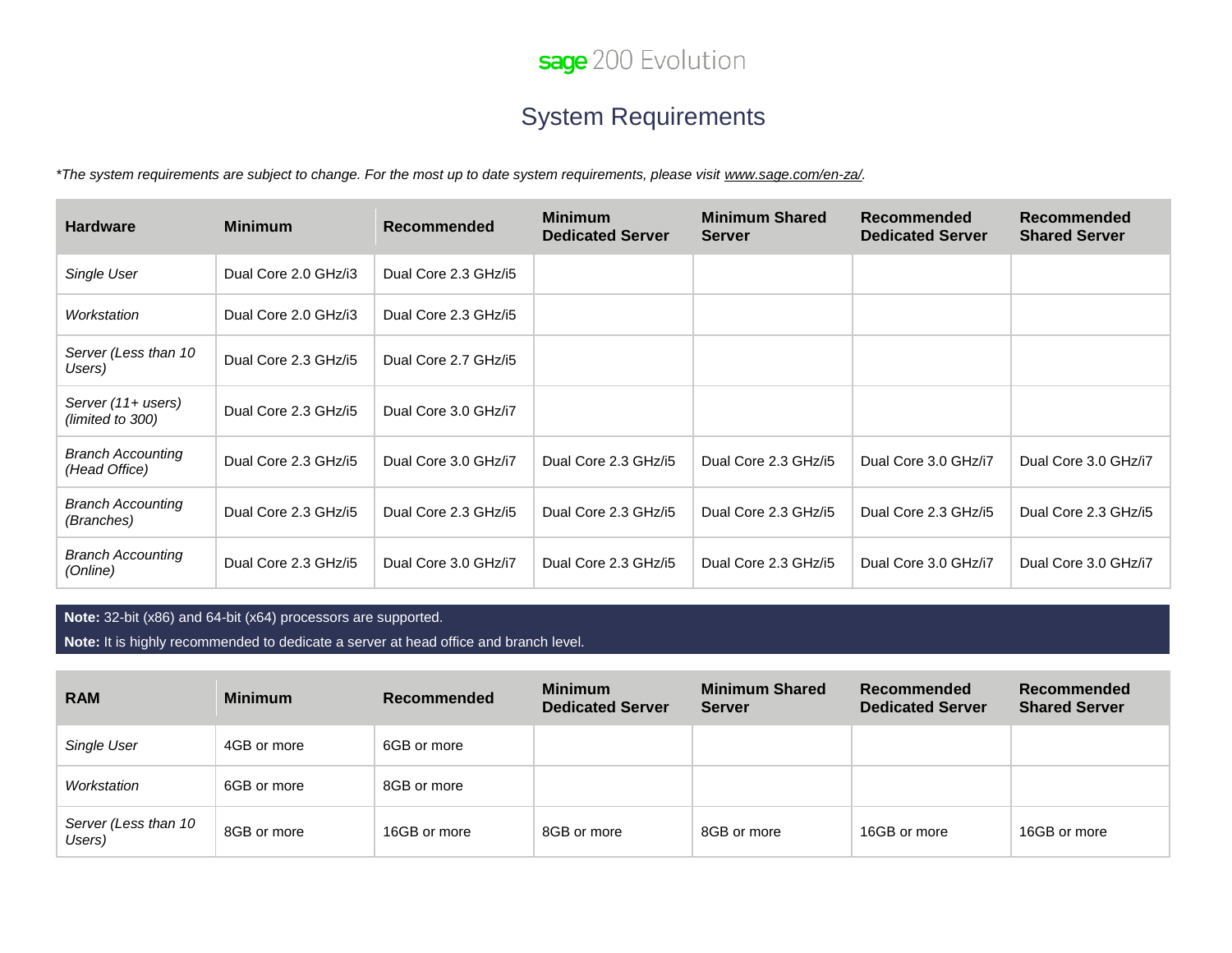sage 200 Evolution

# System Requirements

*\*The system requirements are subject to change. For the most up to date system requirements, please visit [www.sage.com/en-za/](www.sage.com/en-za/).*

| Hardware | Minimum | Recommended | Minimum Dedicated Server | Minimum Shared Server | Recommended Dedicated Server | Recommended Shared Server |
|---|---|---|---|---|---|---|
| *Single User* | Dual Core 2.0 GHz/i3 | Dual Core 2.3 GHz/i5 | | | | |
| *Workstation* | Dual Core 2.0 GHz/i3 | Dual Core 2.3 GHz/i5 | | | | |
| *Server (Less than 10 Users)* | Dual Core 2.3 GHz/i5 | Dual Core 2.7 GHz/i5 | | | | |
| *Server (11+ users) (limited to 300)* | Dual Core 2.3 GHz/i5 | Dual Core 3.0 GHz/i7 | | | | |
| *Branch Accounting (Head Office)* | Dual Core 2.3 GHz/i5 | Dual Core 3.0 GHz/i7 | Dual Core 2.3 GHz/i5 | Dual Core 2.3 GHz/i5 | Dual Core 3.0 GHz/i7 | Dual Core 3.0 GHz/i7 |
| *Branch Accounting (Branches)* | Dual Core 2.3 GHz/i5 | Dual Core 2.3 GHz/i5 | Dual Core 2.3 GHz/i5 | Dual Core 2.3 GHz/i5 | Dual Core 2.3 GHz/i5 | Dual Core 2.3 GHz/i5 |
| *Branch Accounting (Online)* | Dual Core 2.3 GHz/i5 | Dual Core 3.0 GHz/i7 | Dual Core 2.3 GHz/i5 | Dual Core 2.3 GHz/i5 | Dual Core 3.0 GHz/i7 | Dual Core 3.0 GHz/i7 |

**Note:** 32-bit (x86) and 64-bit (x64) processors are supported.

**Note:** It is highly recommended to dedicate a server at head office and branch level.

| RAM | Minimum | Recommended | Minimum Dedicated Server | Minimum Shared Server | Recommended Dedicated Server | Recommended Shared Server |
|---|---|---|---|---|---|---|
| *Single User* | 4GB or more | 6GB or more | | | | |
| *Workstation* | 6GB or more | 8GB or more | | | | |
| *Server (Less than 10 Users)* | 8GB or more | 16GB or more | 8GB or more | 8GB or more | 16GB or more | 16GB or more |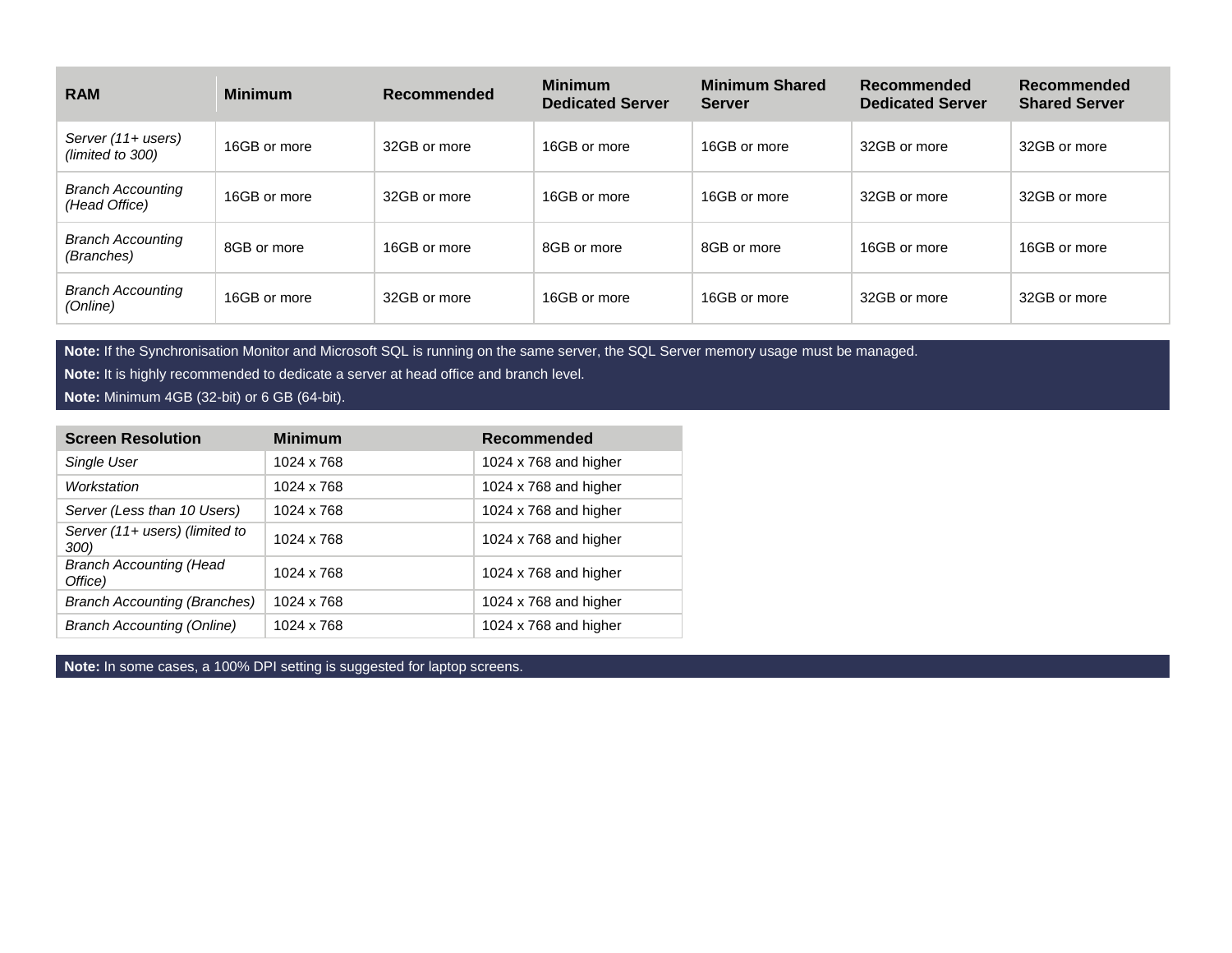| RAM | Minimum | Recommended | Minimum Dedicated Server | Minimum Shared Server | Recommended Dedicated Server | Recommended Shared Server |
|---|---|---|---|---|---|---|
| *Server (11+ users) (limited to 300)* | 16GB or more | 32GB or more | 16GB or more | 16GB or more | 32GB or more | 32GB or more |
| *Branch Accounting (Head Office)* | 16GB or more | 32GB or more | 16GB or more | 16GB or more | 32GB or more | 32GB or more |
| *Branch Accounting (Branches)* | 8GB or more | 16GB or more | 8GB or more | 8GB or more | 16GB or more | 16GB or more |
| *Branch Accounting (Online)* | 16GB or more | 32GB or more | 16GB or more | 16GB or more | 32GB or more | 32GB or more |

**Note:** If the Synchronisation Monitor and Microsoft SQL is running on the same server, the SQL Server memory usage must be managed.

**Note:** It is highly recommended to dedicate a server at head office and branch level.

**Note:** Minimum 4GB (32-bit) or 6 GB (64-bit).

| Screen Resolution | Minimum | Recommended |
|---|---|---|
| *Single User* | 1024 x 768 | 1024 x 768 and higher |
| *Workstation* | 1024 x 768 | 1024 x 768 and higher |
| *Server (Less than 10 Users)* | 1024 x 768 | 1024 x 768 and higher |
| *Server (11+ users) (limited to 300)* | 1024 x 768 | 1024 x 768 and higher |
| *Branch Accounting (Head Office)* | 1024 x 768 | 1024 x 768 and higher |
| *Branch Accounting (Branches)* | 1024 x 768 | 1024 x 768 and higher |
| *Branch Accounting (Online)* | 1024 x 768 | 1024 x 768 and higher |

**Note:** In some cases, a 100% DPI setting is suggested for laptop screens.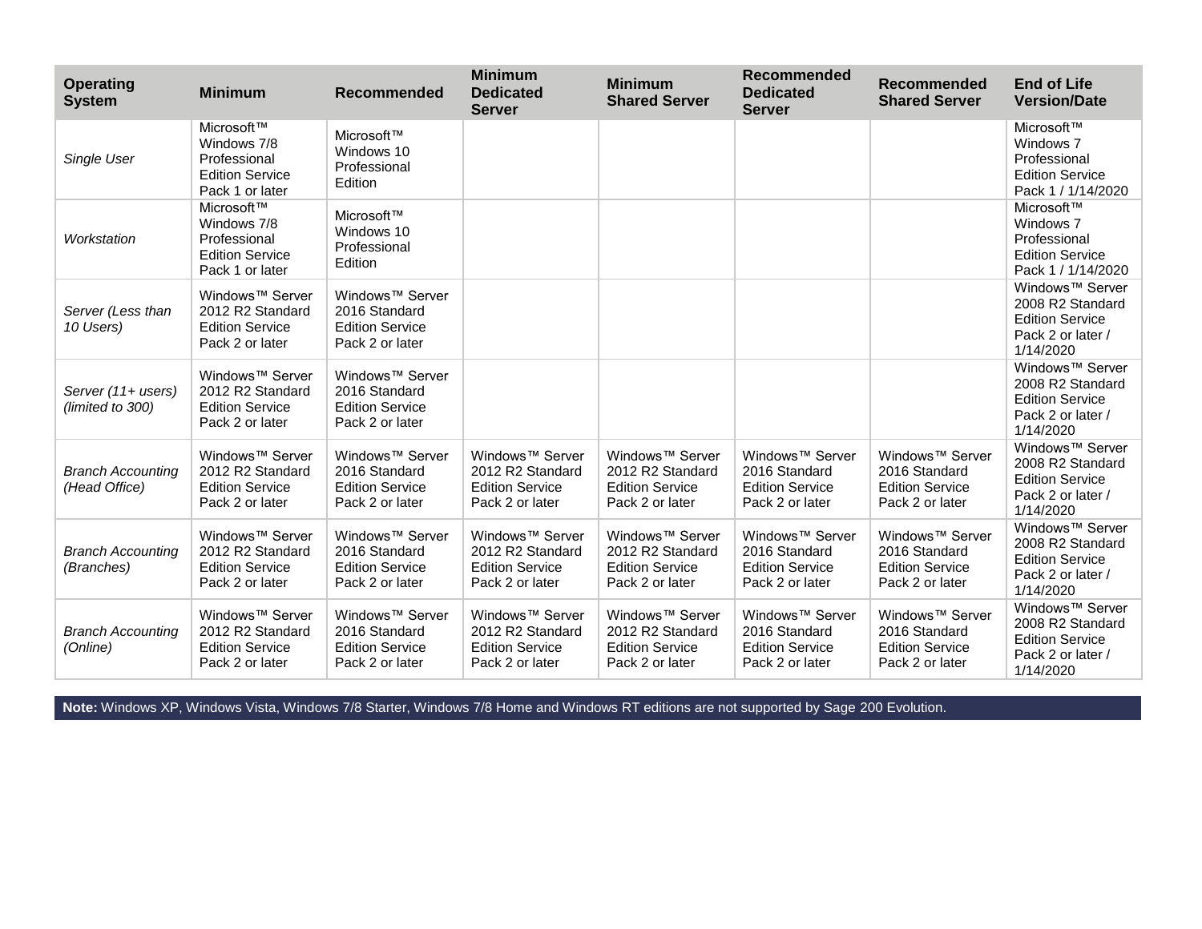| Operating System | Minimum | Recommended | Minimum Dedicated Server | Minimum Shared Server | Recommended Dedicated Server | Recommended Shared Server | End of Life Version/Date |
|---|---|---|---|---|---|---|---|
| *Single User* | Microsoft™ Windows 7/8 Professional Edition Service Pack 1 or later | Microsoft™ Windows 10 Professional Edition | | | | | Microsoft™ Windows 7 Professional Edition Service Pack 1 / 1/14/2020 |
| *Workstation* | Microsoft™ Windows 7/8 Professional Edition Service Pack 1 or later | Microsoft™ Windows 10 Professional Edition | | | | | Microsoft™ Windows 7 Professional Edition Service Pack 1 / 1/14/2020 |
| *Server (Less than 10 Users)* | Windows™ Server 2012 R2 Standard Edition Service Pack 2 or later | Windows™ Server 2016 Standard Edition Service Pack 2 or later | | | | | Windows™ Server 2008 R2 Standard Edition Service Pack 2 or later / 1/14/2020 |
| *Server (11+ users) (limited to 300)* | Windows™ Server 2012 R2 Standard Edition Service Pack 2 or later | Windows™ Server 2016 Standard Edition Service Pack 2 or later | | | | | Windows™ Server 2008 R2 Standard Edition Service Pack 2 or later / 1/14/2020 |
| *Branch Accounting (Head Office)* | Windows™ Server 2012 R2 Standard Edition Service Pack 2 or later | Windows™ Server 2016 Standard Edition Service Pack 2 or later | Windows™ Server 2012 R2 Standard Edition Service Pack 2 or later | Windows™ Server 2012 R2 Standard Edition Service Pack 2 or later | Windows™ Server 2016 Standard Edition Service Pack 2 or later | Windows™ Server 2016 Standard Edition Service Pack 2 or later | Windows™ Server 2008 R2 Standard Edition Service Pack 2 or later / 1/14/2020 |
| *Branch Accounting (Branches)* | Windows™ Server 2012 R2 Standard Edition Service Pack 2 or later | Windows™ Server 2016 Standard Edition Service Pack 2 or later | Windows™ Server 2012 R2 Standard Edition Service Pack 2 or later | Windows™ Server 2012 R2 Standard Edition Service Pack 2 or later | Windows™ Server 2016 Standard Edition Service Pack 2 or later | Windows™ Server 2016 Standard Edition Service Pack 2 or later | Windows™ Server 2008 R2 Standard Edition Service Pack 2 or later / 1/14/2020 |
| *Branch Accounting (Online)* | Windows™ Server 2012 R2 Standard Edition Service Pack 2 or later | Windows™ Server 2016 Standard Edition Service Pack 2 or later | Windows™ Server 2012 R2 Standard Edition Service Pack 2 or later | Windows™ Server 2012 R2 Standard Edition Service Pack 2 or later | Windows™ Server 2016 Standard Edition Service Pack 2 or later | Windows™ Server 2016 Standard Edition Service Pack 2 or later | Windows™ Server 2008 R2 Standard Edition Service Pack 2 or later / 1/14/2020 |

**Note:** Windows XP, Windows Vista, Windows 7/8 Starter, Windows 7/8 Home and Windows RT editions are not supported by Sage 200 Evolution.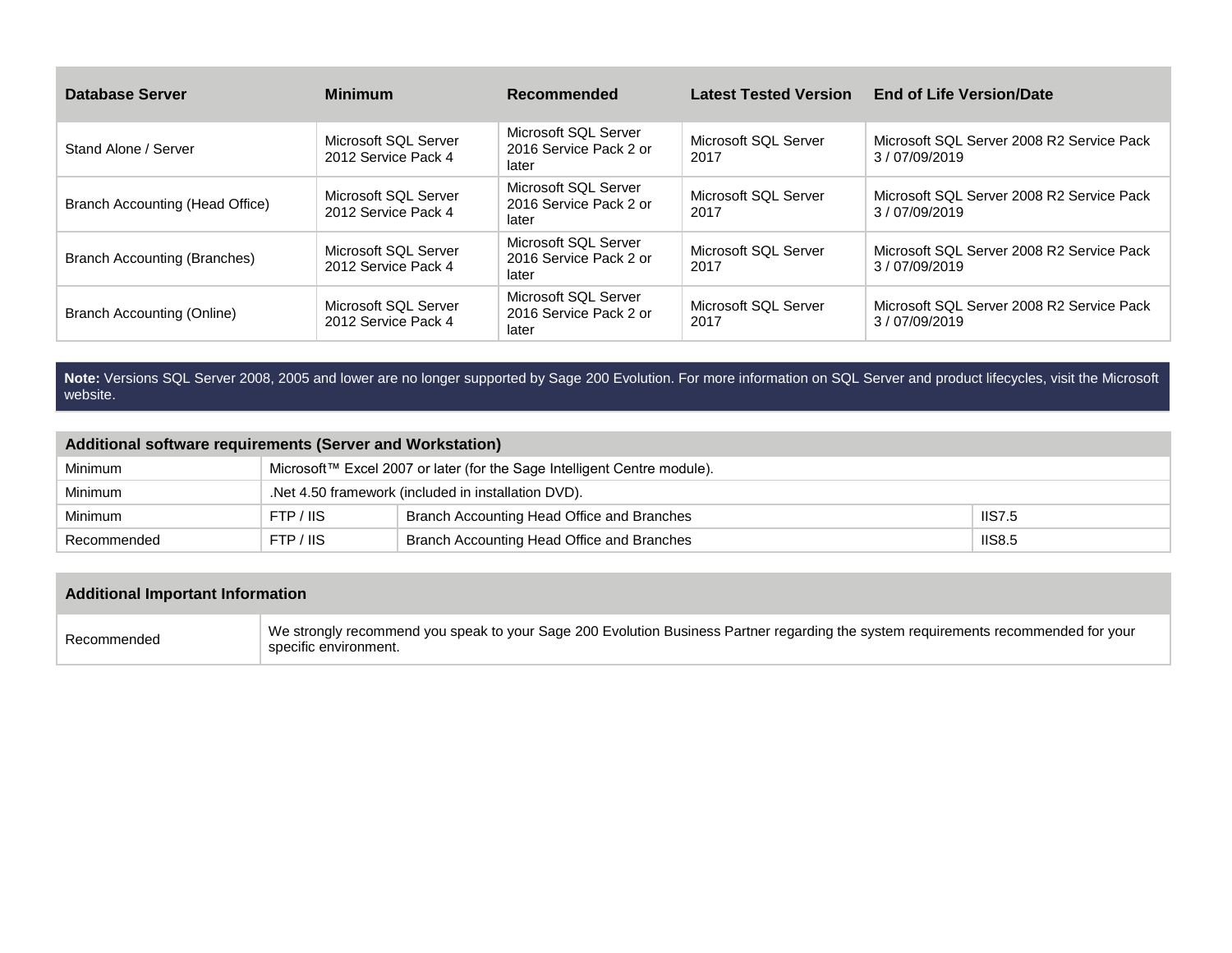| Database Server | Minimum | Recommended | Latest Tested Version | End of Life Version/Date |
|---|---|---|---|---|
| Stand Alone / Server | Microsoft SQL Server 2012 Service Pack 4 | Microsoft SQL Server 2016 Service Pack 2 or later | Microsoft SQL Server 2017 | Microsoft SQL Server 2008 R2 Service Pack 3 / 07/09/2019 |
| Branch Accounting (Head Office) | Microsoft SQL Server 2012 Service Pack 4 | Microsoft SQL Server 2016 Service Pack 2 or later | Microsoft SQL Server 2017 | Microsoft SQL Server 2008 R2 Service Pack 3 / 07/09/2019 |
| Branch Accounting (Branches) | Microsoft SQL Server 2012 Service Pack 4 | Microsoft SQL Server 2016 Service Pack 2 or later | Microsoft SQL Server 2017 | Microsoft SQL Server 2008 R2 Service Pack 3 / 07/09/2019 |
| Branch Accounting (Online) | Microsoft SQL Server 2012 Service Pack 4 | Microsoft SQL Server 2016 Service Pack 2 or later | Microsoft SQL Server 2017 | Microsoft SQL Server 2008 R2 Service Pack 3 / 07/09/2019 |

**Note:** Versions SQL Server 2008, 2005 and lower are no longer supported by Sage 200 Evolution. For more information on SQL Server and product lifecycles, visit the Microsoft website.

| Additional software requirements (Server and Workstation) | | | |
|---|---|---|---|
| Minimum | Microsoft™ Excel 2007 or later (for the Sage Intelligent Centre module). | | |
| Minimum | .Net 4.50 framework (included in installation DVD). | | |
| Minimum | FTP / IIS | Branch Accounting Head Office and Branches | IIS7.5 |
| Recommended | FTP / IIS | Branch Accounting Head Office and Branches | IIS8.5 |

| Additional Important Information | |
|---|---|
| Recommended | We strongly recommend you speak to your Sage 200 Evolution Business Partner regarding the system requirements recommended for your specific environment. |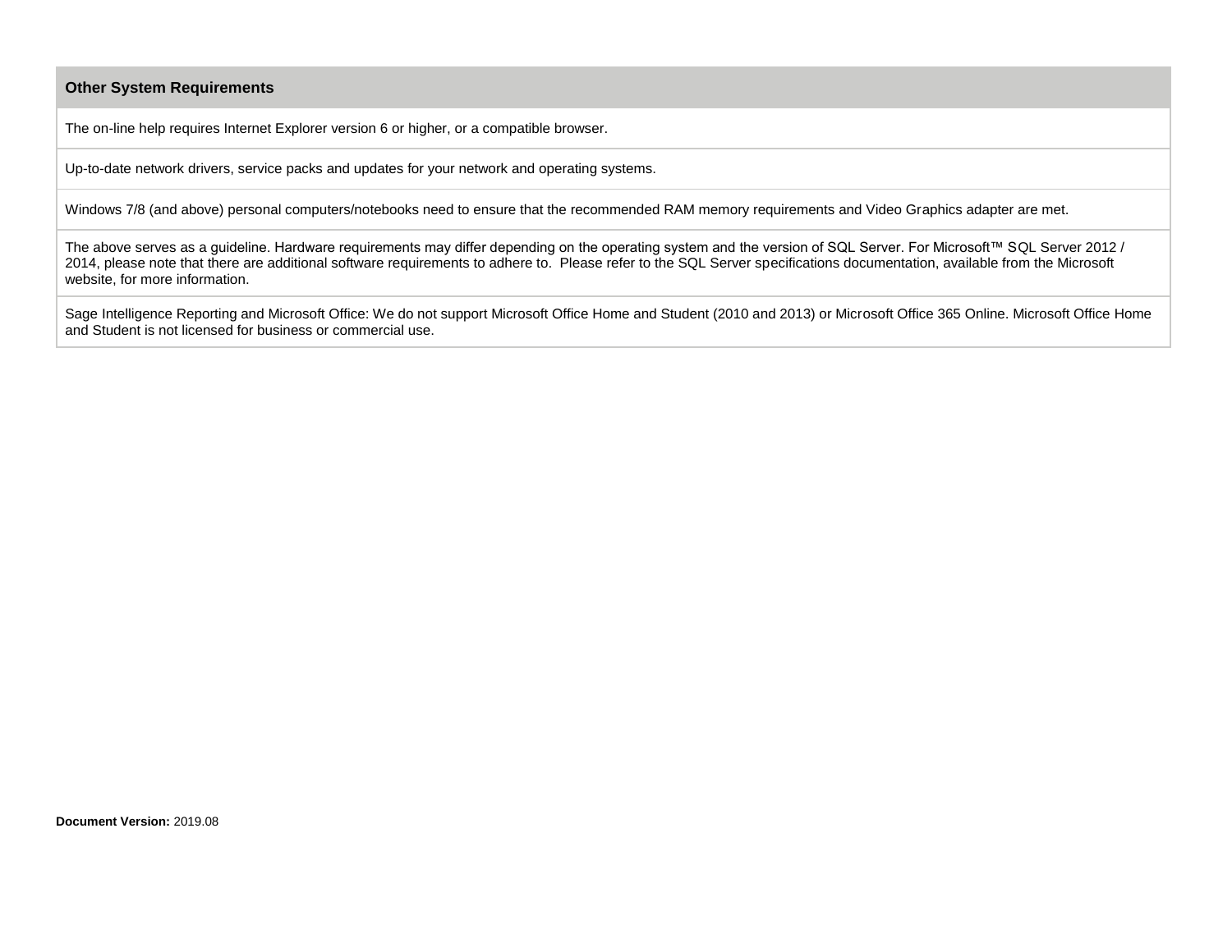| Other System Requirements |
| --- |
| The on-line help requires Internet Explorer version 6 or higher, or a compatible browser. |
| Up-to-date network drivers, service packs and updates for your network and operating systems. |
| Windows 7/8 (and above) personal computers/notebooks need to ensure that the recommended RAM memory requirements and Video Graphics adapter are met. |
| The above serves as a guideline. Hardware requirements may differ depending on the operating system and the version of SQL Server. For Microsoft™ SQL Server 2012 / 2014, please note that there are additional software requirements to adhere to. Please refer to the SQL Server specifications documentation, available from the Microsoft website, for more information. |
| Sage Intelligence Reporting and Microsoft Office: We do not support Microsoft Office Home and Student (2010 and 2013) or Microsoft Office 365 Online. Microsoft Office Home and Student is not licensed for business or commercial use. |

**Document Version:** 2019.08